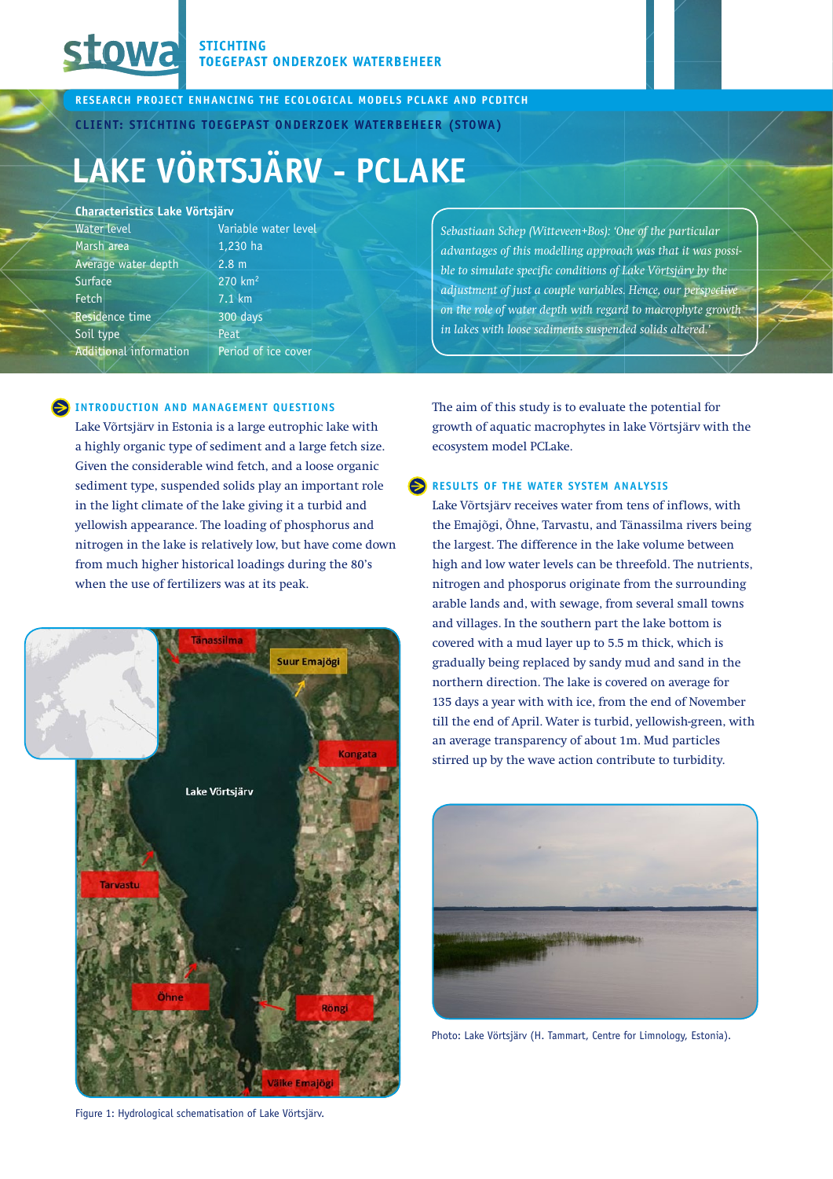**STICHTING TOEGEPAST ONDERZOEK WATERBEHEER**

RESEARCH PROJECT ENHANCING THE ECOLOGICAL MODELS PCLAKE AND PCDITCH

CLIENT: STICHTING TOEGEPAST ONDERZOEK WATERBEHEER (STOWA)

# LAKE VÖRTSJÄRV - PCLAKE

**Characteristics Lake Võrtsjärv**

| | |
|---|---|
| Water level | Variable water level |
| Marsh area | 1,230 ha |
| Average water depth | 2.8 m |
| Surface | 270 km$^2$ |
| Fetch | 7.1 km |
| Residence time | 300 days |
| Soil type | Peat |
| Additional information | Period of ice cover |

*Sebastiaan Schep (Witteveen+Bos): 'One of the particular advantages of this modelling approach was that it was possible to simulate specific conditions of Lake Võrtsjärv by the adjustment of just a couple variables. Hence, our perspective on the role of water depth with regard to macrophyte growth in lakes with loose sediments suspended solids altered.'*

## INTRODUCTION AND MANAGEMENT QUESTIONS

Lake Võrtsjärv in Estonia is a large eutrophic lake with a highly organic type of sediment and a large fetch size. Given the considerable wind fetch, and a loose organic sediment type, suspended solids play an important role in the light climate of the lake giving it a turbid and yellowish appearance. The loading of phosphorus and nitrogen in the lake is relatively low, but have come down from much higher historical loadings during the 80's when the use of fertilizers was at its peak.

Figure 1: Hydrological schematisation of Lake Võrtsjärv.

The aim of this study is to evaluate the potential for growth of aquatic macrophytes in lake Võrtsjärv with the ecosystem model PCLake.

## RESULTS OF THE WATER SYSTEM ANALYSIS

Lake Võrtsjärv receives water from tens of inflows, with the Emajõgi, Õhne, Tarvastu, and Tänassilma rivers being the largest. The difference in the lake volume between high and low water levels can be threefold. The nutrients, nitrogen and phosporus originate from the surrounding arable lands and, with sewage, from several small towns and villages. In the southern part the lake bottom is covered with a mud layer up to 5.5 m thick, which is gradually being replaced by sandy mud and sand in the northern direction. The lake is covered on average for 135 days a year with with ice, from the end of November till the end of April. Water is turbid, yellowish-green, with an average transparency of about 1m. Mud particles stirred up by the wave action contribute to turbidity.

Photo: Lake Võrtsjärv (H. Tammart, Centre for Limnology, Estonia).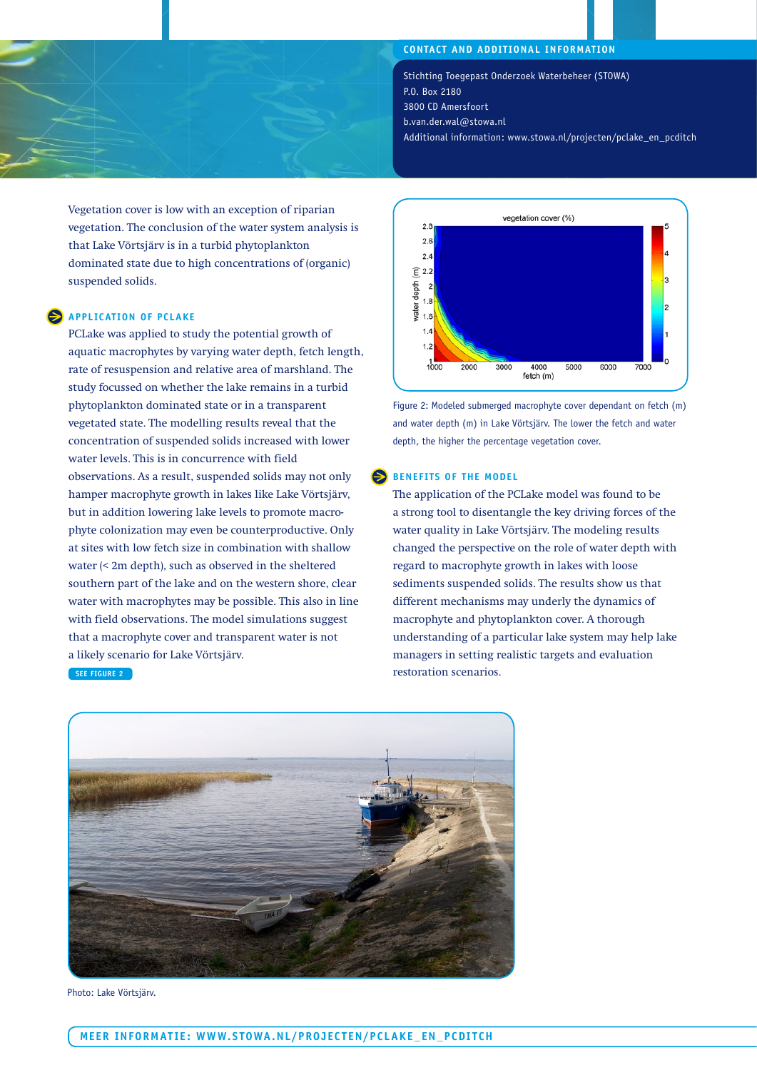## CONTACT AND ADDITIONAL INFORMATION

Stichting Toegepast Onderzoek Waterbeheer (STOWA)
P.O. Box 2180
3800 CD Amersfoort
b.van.der.wal@stowa.nl
Additional information: www.stowa.nl/projecten/pclake_en_pcditch

Vegetation cover is low with an exception of riparian vegetation. The conclusion of the water system analysis is that Lake Vörtsjärv is in a turbid phytoplankton dominated state due to high concentrations of (organic) suspended solids.

## APPLICATION OF PCLAKE

PCLake was applied to study the potential growth of aquatic macrophytes by varying water depth, fetch length, rate of resuspension and relative area of marshland. The study focussed on whether the lake remains in a turbid phytoplankton dominated state or in a transparent vegetated state. The modelling results reveal that the concentration of suspended solids increased with lower water levels. This is in concurrence with field observations. As a result, suspended solids may not only hamper macrophyte growth in lakes like Lake Vörtsjärv, but in addition lowering lake levels to promote macrophyte colonization may even be counterproductive. Only at sites with low fetch size in combination with shallow water (< 2m depth), such as observed in the sheltered southern part of the lake and on the western shore, clear water with macrophytes may be possible. This also in line with field observations. The model simulations suggest that a macrophyte cover and transparent water is not a likely scenario for Lake Vörtsjärv.

SEE FIGURE 2

vegetation cover (%)
water depth (m)
2.8
2.6
2.4
2.2
2
1.8
1.6
1.4
1.2
1
1000
2000
3000
4000
5000
6000
7000
fetch (m)
5
4
3
2
1
0

Figure 2: Modeled submerged macrophyte cover dependant on fetch (m) and water depth (m) in Lake Võrtsjärv. The lower the fetch and water depth, the higher the percentage vegetation cover.

## BENEFITS OF THE MODEL

The application of the PCLake model was found to be a strong tool to disentangle the key driving forces of the water quality in Lake Võrtsjärv. The modeling results changed the perspective on the role of water depth with regard to macrophyte growth in lakes with loose sediments suspended solids. The results show us that different mechanisms may underly the dynamics of macrophyte and phytoplankton cover. A thorough understanding of a particular lake system may help lake managers in setting realistic targets and evaluation restoration scenarios.

Photo: Lake Vörtsjärv.

MEER INFORMATIE: WWW.STOWA.NL/PROJECTEN/PCLAKE_EN_PCDITCH